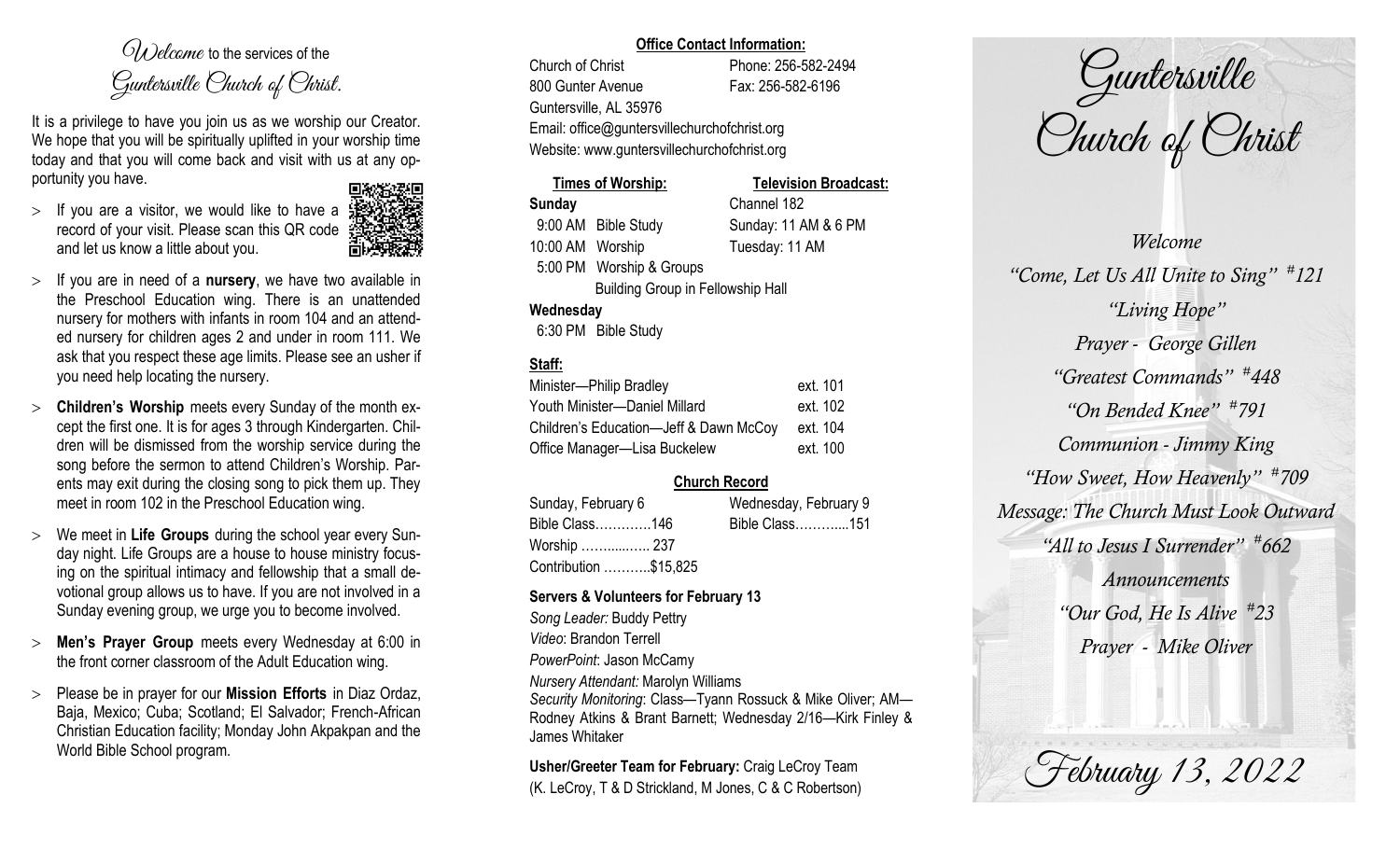*Welcome* to the services of the *Guntersville Church of Christ.*

It is a privilege to have you join us as we worship our Creator. We hope that you will be spiritually uplifted in your worship time today and that you will come back and visit with us at any opportunity you have.

- If you are a visitor, we would like to have a record of your visit. Please scan this QR code and let us know a little about you.
- If you are in need of a **nursery**, we have two available in the Preschool Education wing. There is an unattended nursery for mothers with infants in room 104 and an attended nursery for children ages 2 and under in room 111. We ask that you respect these age limits. Please see an usher if you need help locating the nursery.
- **Children's Worship** meets every Sunday of the month except the first one. It is for ages 3 through Kindergarten. Children will be dismissed from the worship service during the song before the sermon to attend Children's Worship. Parents may exit during the closing song to pick them up. They meet in room 102 in the Preschool Education wing.
- We meet in **Life Groups** during the school year every Sunday night. Life Groups are a house to house ministry focusing on the spiritual intimacy and fellowship that a small devotional group allows us to have. If you are not involved in a Sunday evening group, we urge you to become involved.
- **Men's Prayer Group** meets every Wednesday at 6:00 in the front corner classroom of the Adult Education wing.
- Please be in prayer for our **Mission Efforts** in Diaz Ordaz, Baja, Mexico; Cuba; Scotland; El Salvador; French-African Christian Education facility; Monday John Akpakpan and the World Bible School program.

**Office Contact Information:**

Church of Christ
800 Gunter Avenue
Guntersville, AL 35976
Phone: 256-582-2494
Fax: 256-582-6196
Email: office@guntersvillechurchofchrist.org
Website: www.guntersvillechurchofchrist.org

**Times of Worship:**

**Sunday**
9:00 AM Bible Study
10:00 AM Worship
5:00 PM Worship & Groups
Building Group in Fellowship Hall

**Wednesday**
6:30 PM Bible Study

**Television Broadcast:**

Channel 182
Sunday: 11 AM & 6 PM
Tuesday: 11 AM

**Staff:**

| | |
|---|---|
| Minister—Philip Bradley | ext. 101 |
| Youth Minister—Daniel Millard | ext. 102 |
| Children's Education—Jeff & Dawn McCoy | ext. 104 |
| Office Manager—Lisa Buckelew | ext. 100 |

**Church Record**

| Sunday, February 6 | Wednesday, February 9 |
|---|---|
| Bible Class………….146 | Bible Class………...151 |
| Worship …….....….. 237 | |
| Contribution ………..$15,825 | |

**Servers & Volunteers for February 13**

*Song Leader:* Buddy Pettry
*Video*: Brandon Terrell
*PowerPoint*: Jason McCamy
*Nursery Attendant:* Marolyn Williams
*Security Monitoring*: Class—Tyann Rossuck & Mike Oliver; AM—Rodney Atkins & Brant Barnett; Wednesday 2/16—Kirk Finley & James Whitaker

**Usher/Greeter Team for February:** Craig LeCroy Team (K. LeCroy, T & D Strickland, M Jones, C & C Robertson)

# Guntersville Church of Christ

*Welcome*
*"Come, Let Us All Unite to Sing" #121*
*"Living Hope"*
*Prayer - George Gillen*
*"Greatest Commands" #448*
*"On Bended Knee" #791*
*Communion - Jimmy King*
*"How Sweet, How Heavenly" #709*
*Message: The Church Must Look Outward*
*"All to Jesus I Surrender" #662*
*Announcements*
*"Our God, He Is Alive #23*
*Prayer - Mike Oliver*

*February 13, 2022*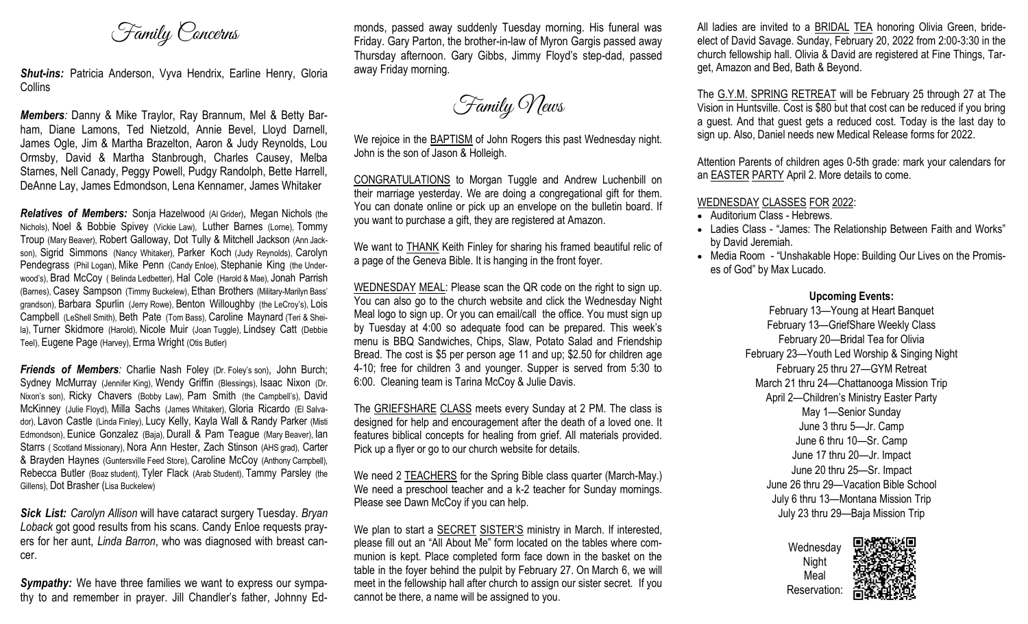# Family Concerns

***Shut-ins:*** Patricia Anderson, Vyva Hendrix, Earline Henry, Gloria Collins

***Members:*** Danny & Mike Traylor, Ray Brannum, Mel & Betty Barham, Diane Lamons, Ted Nietzold, Annie Bevel, Lloyd Darnell, James Ogle, Jim & Martha Brazelton, Aaron & Judy Reynolds, Lou Ormsby, David & Martha Stanbrough, Charles Causey, Melba Starnes, Nell Canady, Peggy Powell, Pudgy Randolph, Bette Harrell, DeAnne Lay, James Edmondson, Lena Kennamer, James Whitaker

***Relatives of Members:*** Sonja Hazelwood (Al Grider), Megan Nichols (the Nichols), Noel & Bobbie Spivey (Vickie Law), Luther Barnes (Lorne), Tommy Troup (Mary Beaver), Robert Galloway, Dot Tully & Mitchell Jackson (Ann Jackson), Sigrid Simmons (Nancy Whitaker), Parker Koch (Judy Reynolds), Carolyn Pendegrass (Phil Logan), Mike Penn (Candy Enloe), Stephanie King (the Underwood's), Brad McCoy ( Belinda Ledbetter), Hal Cole (Harold & Mae), Jonah Parrish (Barnes), Casey Sampson (Timmy Buckelew), Ethan Brothers (Military-Marilyn Bass' grandson), Barbara Spurlin (Jerry Rowe), Benton Willoughby (the LeCroy's), Lois Campbell (LeShell Smith), Beth Pate (Tom Bass), Caroline Maynard (Teri & Sheila), Turner Skidmore (Harold), Nicole Muir (Joan Tuggle), Lindsey Catt (Debbie Teel), Eugene Page (Harvey), Erma Wright (Otis Butler)

***Friends of Members:*** Charlie Nash Foley (Dr. Foley's son), John Burch; Sydney McMurray (Jennifer King), Wendy Griffin (Blessings), Isaac Nixon (Dr. Nixon's son), Ricky Chavers (Bobby Law), Pam Smith (the Campbell's), David McKinney (Julie Floyd), Milla Sachs (James Whitaker), Gloria Ricardo (El Salvador), Lavon Castle (Linda Finley), Lucy Kelly, Kayla Wall & Randy Parker (Misti Edmondson), Eunice Gonzalez (Baja), Durall & Pam Teague (Mary Beaver), Ian Starrs ( Scotland Missionary), Nora Ann Hester, Zach Stinson (AHS grad), Carter & Brayden Haynes (Guntersville Feed Store), Caroline McCoy (Anthony Campbell), Rebecca Butler (Boaz student), Tyler Flack (Arab Student), Tammy Parsley (the Gillens), Dot Brasher (Lisa Buckelew)

***Sick List:*** *Carolyn Allison* will have cataract surgery Tuesday. *Bryan Loback* got good results from his scans. Candy Enloe requests prayers for her aunt, *Linda Barron*, who was diagnosed with breast cancer.

***Sympathy:*** We have three families we want to express our sympathy to and remember in prayer. Jill Chandler's father, Johnny Edmonds, passed away suddenly Tuesday morning. His funeral was Friday. Gary Parton, the brother-in-law of Myron Gargis passed away Thursday afternoon. Gary Gibbs, Jimmy Floyd's step-dad, passed away Friday morning.

# Family News

We rejoice in the BAPTISM of John Rogers this past Wednesday night. John is the son of Jason & Holleigh.

CONGRATULATIONS to Morgan Tuggle and Andrew Luchenbill on their marriage yesterday. We are doing a congregational gift for them. You can donate online or pick up an envelope on the bulletin board. If you want to purchase a gift, they are registered at Amazon.

We want to THANK Keith Finley for sharing his framed beautiful relic of a page of the Geneva Bible. It is hanging in the front foyer.

WEDNESDAY MEAL: Please scan the QR code on the right to sign up. You can also go to the church website and click the Wednesday Night Meal logo to sign up. Or you can email/call the office. You must sign up by Tuesday at 4:00 so adequate food can be prepared. This week's menu is BBQ Sandwiches, Chips, Slaw, Potato Salad and Friendship Bread. The cost is $5 per person age 11 and up; $2.50 for children age 4-10; free for children 3 and younger. Supper is served from 5:30 to 6:00. Cleaning team is Tarina McCoy & Julie Davis.

The GRIEFSHARE CLASS meets every Sunday at 2 PM. The class is designed for help and encouragement after the death of a loved one. It features biblical concepts for healing from grief. All materials provided. Pick up a flyer or go to our church website for details.

We need 2 TEACHERS for the Spring Bible class quarter (March-May.) We need a preschool teacher and a k-2 teacher for Sunday mornings. Please see Dawn McCoy if you can help.

We plan to start a SECRET SISTER'S ministry in March. If interested, please fill out an "All About Me" form located on the tables where communion is kept. Place completed form face down in the basket on the table in the foyer behind the pulpit by February 27. On March 6, we will meet in the fellowship hall after church to assign our sister secret. If you cannot be there, a name will be assigned to you.

All ladies are invited to a BRIDAL TEA honoring Olivia Green, bride-elect of David Savage. Sunday, February 20, 2022 from 2:00-3:30 in the church fellowship hall. Olivia & David are registered at Fine Things, Target, Amazon and Bed, Bath & Beyond.

The G.Y.M. SPRING RETREAT will be February 25 through 27 at The Vision in Huntsville. Cost is $80 but that cost can be reduced if you bring a guest. And that guest gets a reduced cost. Today is the last day to sign up. Also, Daniel needs new Medical Release forms for 2022.

Attention Parents of children ages 0-5th grade: mark your calendars for an EASTER PARTY April 2. More details to come.

WEDNESDAY CLASSES FOR 2022:

- Auditorium Class - Hebrews.
- Ladies Class - "James: The Relationship Between Faith and Works" by David Jeremiah.
- Media Room - "Unshakable Hope: Building Our Lives on the Promises of God" by Max Lucado.

**Upcoming Events:**

February 13—Young at Heart Banquet
February 13—GriefShare Weekly Class
February 20—Bridal Tea for Olivia
February 23—Youth Led Worship & Singing Night
February 25 thru 27—GYM Retreat
March 21 thru 24—Chattanooga Mission Trip
April 2—Children's Ministry Easter Party
May 1—Senior Sunday
June 3 thru 5—Jr. Camp
June 6 thru 10—Sr. Camp
June 17 thru 20—Jr. Impact
June 20 thru 25—Sr. Impact
June 26 thru 29—Vacation Bible School
July 6 thru 13—Montana Mission Trip
July 23 thru 29—Baja Mission Trip

Wednesday Night Meal Reservation: